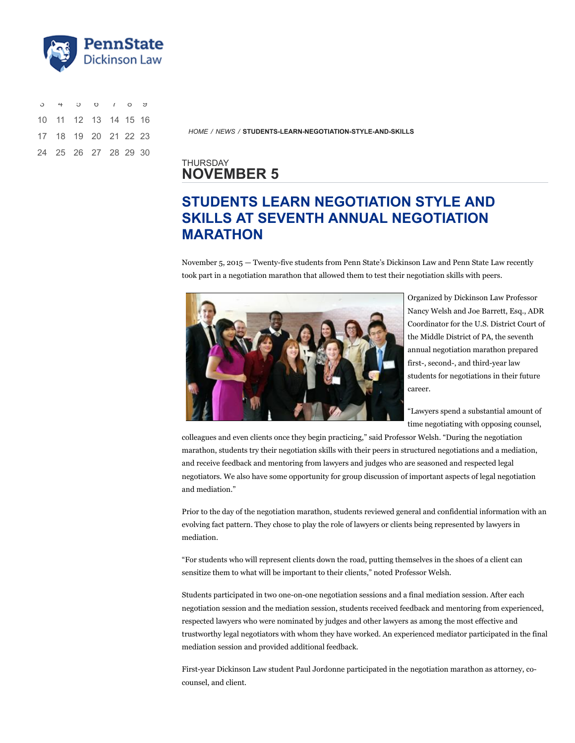HOME / NEWS / **STUDENTS-LEARN-NEGOTIATION-STYLE-AND-SKILLS**

THURSDAY
**NOVEMBER 5**

# STUDENTS LEARN NEGOTIATION STYLE AND SKILLS AT SEVENTH ANNUAL NEGOTIATION MARATHON

November 5, 2015 — Twenty-five students from Penn State's Dickinson Law and Penn State Law recently took part in a negotiation marathon that allowed them to test their negotiation skills with peers.

Organized by Dickinson Law Professor Nancy Welsh and Joe Barrett, Esq., ADR Coordinator for the U.S. District Court of the Middle District of PA, the seventh annual negotiation marathon prepared first-, second-, and third-year law students for negotiations in their future career.

"Lawyers spend a substantial amount of time negotiating with opposing counsel, colleagues and even clients once they begin practicing," said Professor Welsh. "During the negotiation marathon, students try their negotiation skills with their peers in structured negotiations and a mediation, and receive feedback and mentoring from lawyers and judges who are seasoned and respected legal negotiators. We also have some opportunity for group discussion of important aspects of legal negotiation and mediation."

Prior to the day of the negotiation marathon, students reviewed general and confidential information with an evolving fact pattern. They chose to play the role of lawyers or clients being represented by lawyers in mediation.

"For students who will represent clients down the road, putting themselves in the shoes of a client can sensitize them to what will be important to their clients," noted Professor Welsh.

Students participated in two one-on-one negotiation sessions and a final mediation session. After each negotiation session and the mediation session, students received feedback and mentoring from experienced, respected lawyers who were nominated by judges and other lawyers as among the most effective and trustworthy legal negotiators with whom they have worked. An experienced mediator participated in the final mediation session and provided additional feedback.

First-year Dickinson Law student Paul Jordonne participated in the negotiation marathon as attorney, co-counsel, and client.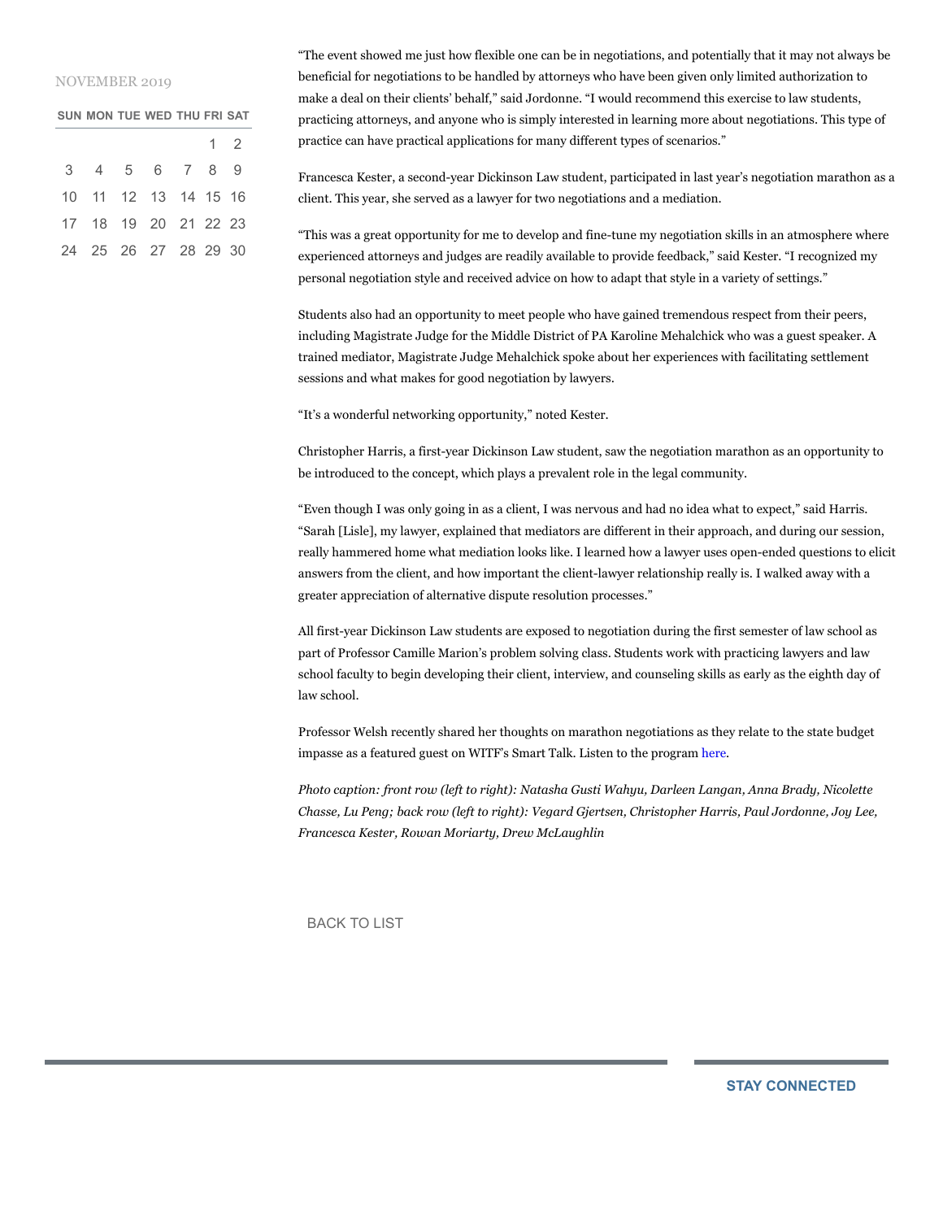"The event showed me just how flexible one can be in negotiations, and potentially that it may not always be beneficial for negotiations to be handled by attorneys who have been given only limited authorization to make a deal on their clients' behalf," said Jordonne. "I would recommend this exercise to law students, practicing attorneys, and anyone who is simply interested in learning more about negotiations. This type of practice can have practical applications for many different types of scenarios."

Francesca Kester, a second-year Dickinson Law student, participated in last year's negotiation marathon as a client. This year, she served as a lawyer for two negotiations and a mediation.

"This was a great opportunity for me to develop and fine-tune my negotiation skills in an atmosphere where experienced attorneys and judges are readily available to provide feedback," said Kester. "I recognized my personal negotiation style and received advice on how to adapt that style in a variety of settings."

Students also had an opportunity to meet people who have gained tremendous respect from their peers, including Magistrate Judge for the Middle District of PA Karoline Mehalchick who was a guest speaker. A trained mediator, Magistrate Judge Mehalchick spoke about her experiences with facilitating settlement sessions and what makes for good negotiation by lawyers.

"It's a wonderful networking opportunity," noted Kester.

Christopher Harris, a first-year Dickinson Law student, saw the negotiation marathon as an opportunity to be introduced to the concept, which plays a prevalent role in the legal community.

"Even though I was only going in as a client, I was nervous and had no idea what to expect," said Harris. "Sarah [Lisle], my lawyer, explained that mediators are different in their approach, and during our session, really hammered home what mediation looks like. I learned how a lawyer uses open-ended questions to elicit answers from the client, and how important the client-lawyer relationship really is. I walked away with a greater appreciation of alternative dispute resolution processes."

All first-year Dickinson Law students are exposed to negotiation during the first semester of law school as part of Professor Camille Marion's problem solving class. Students work with practicing lawyers and law school faculty to begin developing their client, interview, and counseling skills as early as the eighth day of law school.

Professor Welsh recently shared her thoughts on marathon negotiations as they relate to the state budget impasse as a featured guest on WITF's Smart Talk. Listen to the program here.

*Photo caption: front row (left to right): Natasha Gusti Wahyu, Darleen Langan, Anna Brady, Nicolette Chasse, Lu Peng; back row (left to right): Vegard Gjertsen, Christopher Harris, Paul Jordonne, Joy Lee, Francesca Kester, Rowan Moriarty, Drew McLaughlin*

NOVEMBER 2019

| SUN | MON | TUE | WED | THU | FRI | SAT |
|---|---|---|---|---|---|---|
| | | | | | 1 | 2 |
| 3 | 4 | 5 | 6 | 7 | 8 | 9 |
| 10 | 11 | 12 | 13 | 14 | 15 | 16 |
| 17 | 18 | 19 | 20 | 21 | 22 | 23 |
| 24 | 25 | 26 | 27 | 28 | 29 | 30 |

BACK TO LIST

STAY CONNECTED